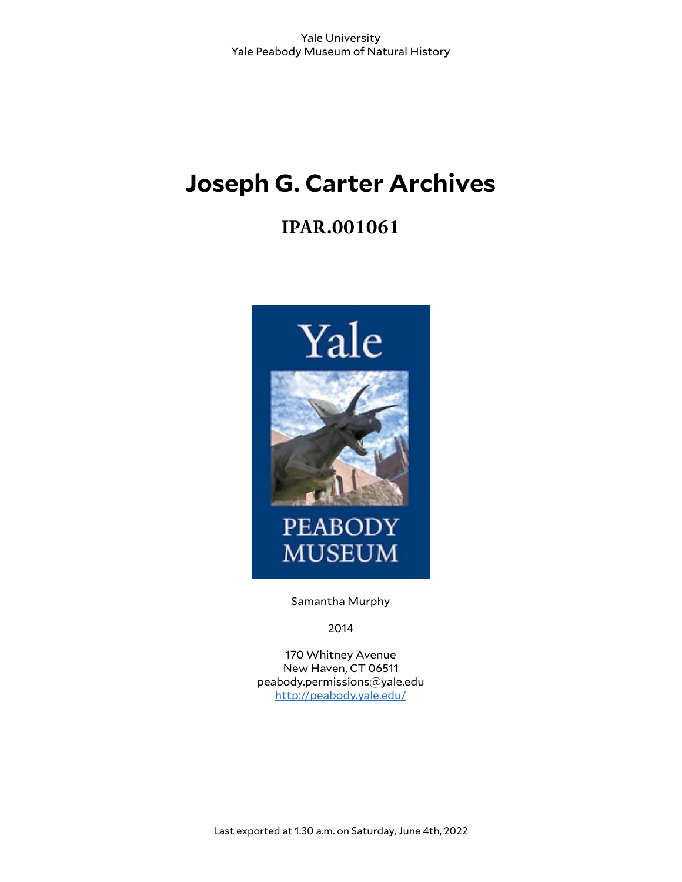Yale University
Yale Peabody Museum of Natural History

# Joseph G. Carter Archives

## IPAR.001061

Samantha Murphy

2014

170 Whitney Avenue
New Haven, CT 06511
peabody.permissions@yale.edu
http://peabody.yale.edu/

Last exported at 1:30 a.m. on Saturday, June 4th, 2022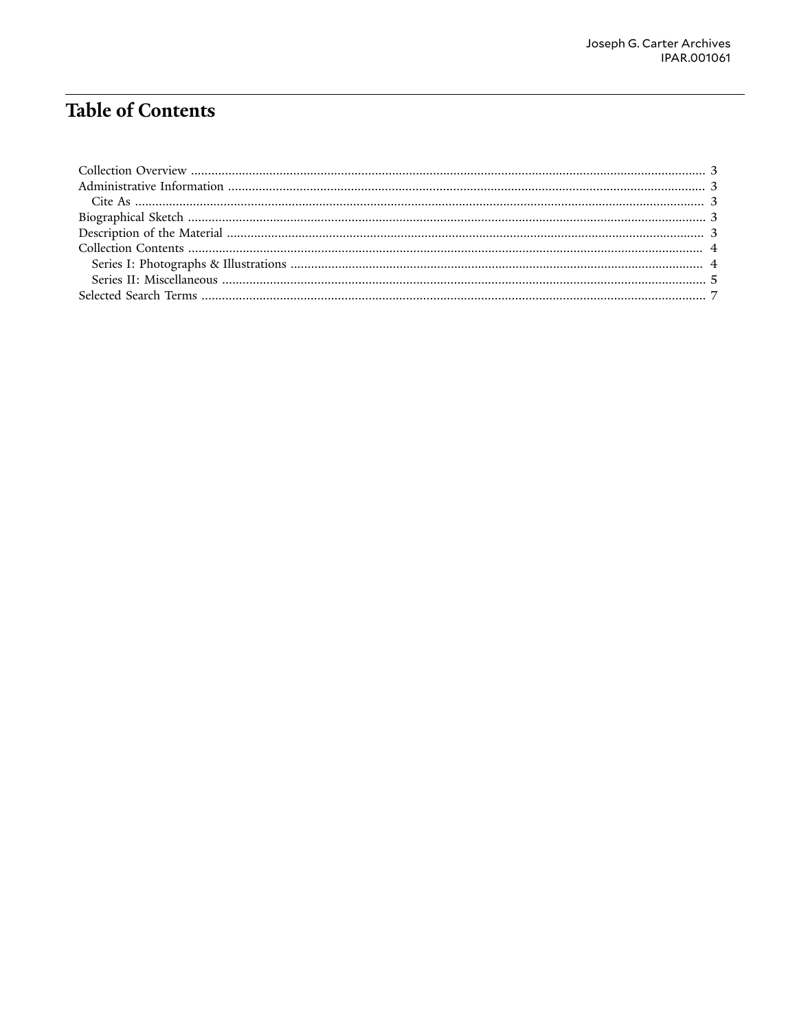# Table of Contents

- Collection Overview ........................................................ 3
- Administrative Information ........................................................ 3
  - Cite As ........................................................ 3
- Biographical Sketch ........................................................ 3
- Description of the Material ........................................................ 3
- Collection Contents ........................................................ 4
  - Series I: Photographs & Illustrations ........................................................ 4
  - Series II: Miscellaneous ........................................................ 5
- Selected Search Terms ........................................................ 7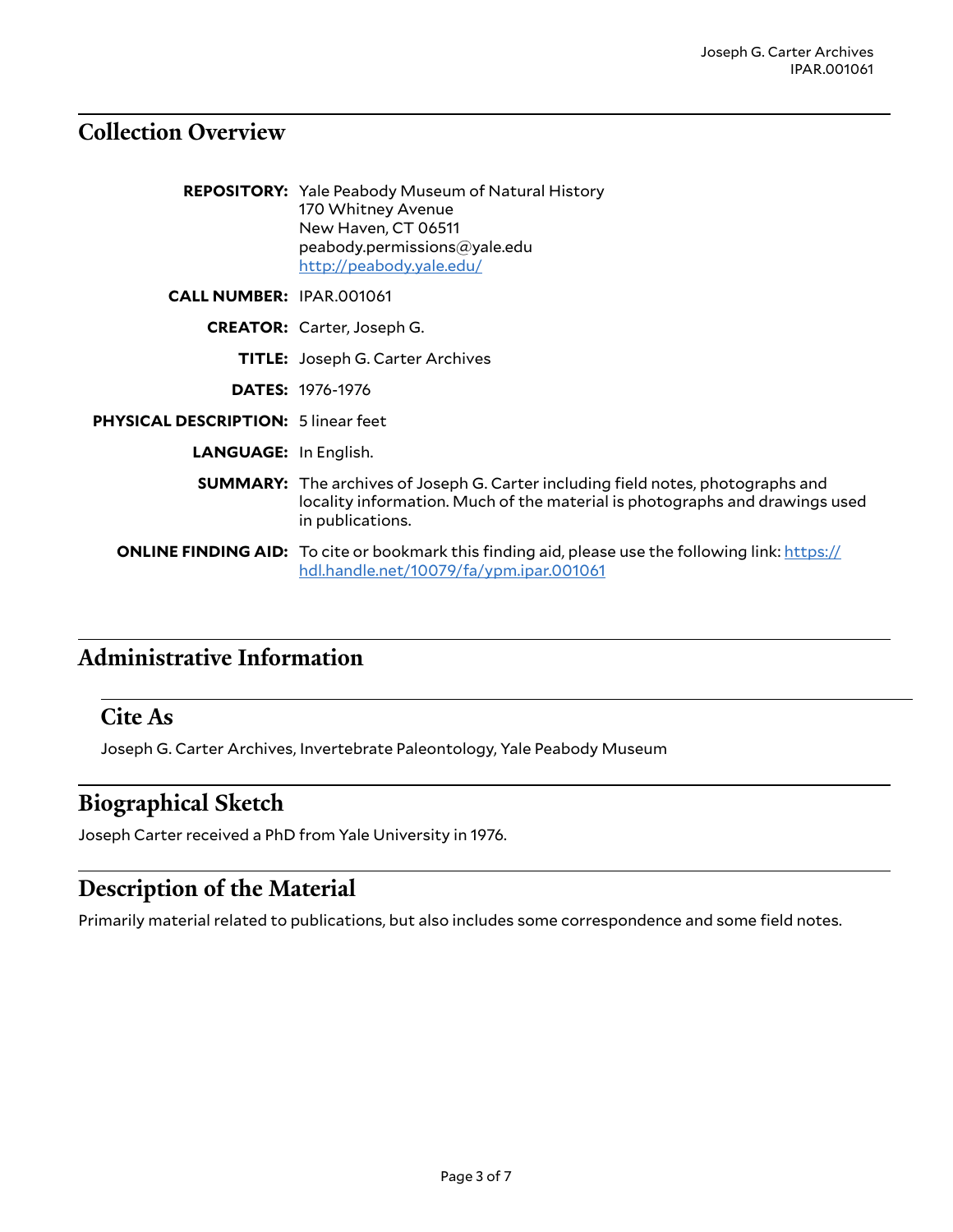## Collection Overview

| | |
|---|---|
| **REPOSITORY:** | Yale Peabody Museum of Natural History<br>170 Whitney Avenue<br>New Haven, CT 06511<br>peabody.permissions@yale.edu<br>http://peabody.yale.edu/ |
| **CALL NUMBER:** | IPAR.001061 |
| **CREATOR:** | Carter, Joseph G. |
| **TITLE:** | Joseph G. Carter Archives |
| **DATES:** | 1976-1976 |
| **PHYSICAL DESCRIPTION:** | 5 linear feet |
| **LANGUAGE:** | In English. |
| **SUMMARY:** | The archives of Joseph G. Carter including field notes, photographs and locality information. Much of the material is photographs and drawings used in publications. |
| **ONLINE FINDING AID:** | To cite or bookmark this finding aid, please use the following link: https://hdl.handle.net/10079/fa/ypm.ipar.001061 |

## Administrative Information

### Cite As

Joseph G. Carter Archives, Invertebrate Paleontology, Yale Peabody Museum

## Biographical Sketch

Joseph Carter received a PhD from Yale University in 1976.

## Description of the Material

Primarily material related to publications, but also includes some correspondence and some field notes.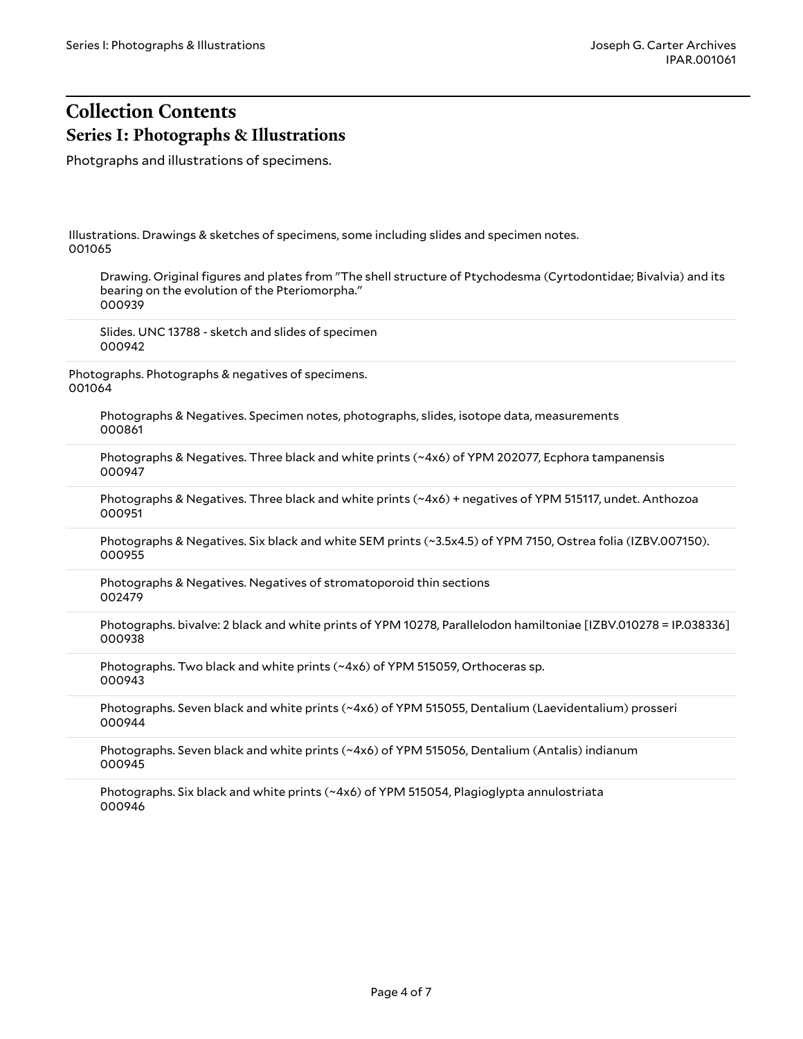# Collection Contents

## Series I: Photographs & Illustrations

Photgraphs and illustrations of specimens.

Illustrations. Drawings & sketches of specimens, some including slides and specimen notes.
001065

- Drawing. Original figures and plates from "The shell structure of Ptychodesma (Cyrtodontidae; Bivalvia) and its bearing on the evolution of the Pteriomorpha."
  000939
- Slides. UNC 13788 - sketch and slides of specimen
  000942

Photographs. Photographs & negatives of specimens.
001064

- Photographs & Negatives. Specimen notes, photographs, slides, isotope data, measurements
  000861
- Photographs & Negatives. Three black and white prints (~4x6) of YPM 202077, Ecphora tampanensis
  000947
- Photographs & Negatives. Three black and white prints (~4x6) + negatives of YPM 515117, undet. Anthozoa
  000951
- Photographs & Negatives. Six black and white SEM prints (~3.5x4.5) of YPM 7150, Ostrea folia (IZBV.007150).
  000955
- Photographs & Negatives. Negatives of stromatoporoid thin sections
  002479
- Photographs. bivalve: 2 black and white prints of YPM 10278, Parallelodon hamiltoniae [IZBV.010278 = IP.038336]
  000938
- Photographs. Two black and white prints (~4x6) of YPM 515059, Orthoceras sp.
  000943
- Photographs. Seven black and white prints (~4x6) of YPM 515055, Dentalium (Laevidentalium) prosseri
  000944
- Photographs. Seven black and white prints (~4x6) of YPM 515056, Dentalium (Antalis) indianum
  000945
- Photographs. Six black and white prints (~4x6) of YPM 515054, Plagioglypta annulostriata
  000946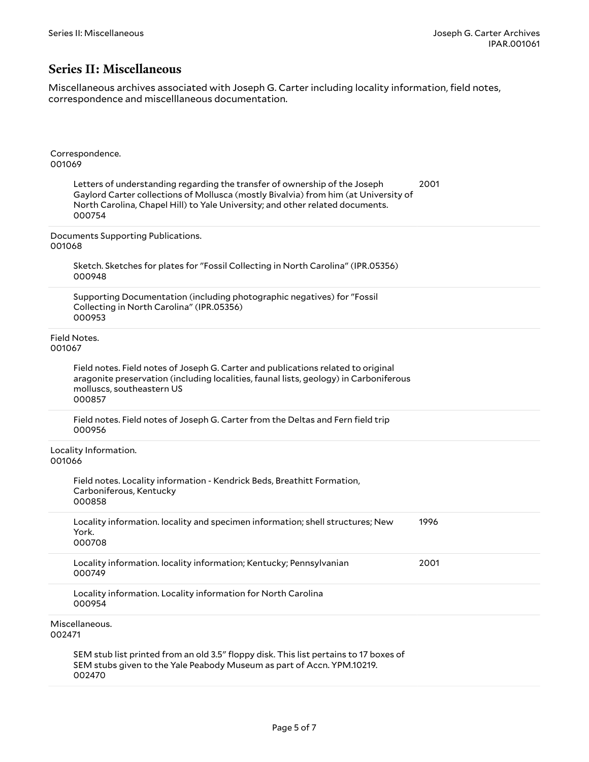## Series II: Miscellaneous

Miscellaneous archives associated with Joseph G. Carter including locality information, field notes, correspondence and miscelllaneous documentation.

Correspondence.
001069

- Letters of understanding regarding the transfer of ownership of the Joseph Gaylord Carter collections of Mollusca (mostly Bivalvia) from him (at University of North Carolina, Chapel Hill) to Yale University; and other related documents. — 2001
  000754

Documents Supporting Publications.
001068

- Sketch. Sketches for plates for "Fossil Collecting in North Carolina" (IPR.05356)
  000948
- Supporting Documentation (including photographic negatives) for "Fossil Collecting in North Carolina" (IPR.05356)
  000953

Field Notes.
001067

- Field notes. Field notes of Joseph G. Carter and publications related to original aragonite preservation (including localities, faunal lists, geology) in Carboniferous molluscs, southeastern US
  000857
- Field notes. Field notes of Joseph G. Carter from the Deltas and Fern field trip
  000956

Locality Information.
001066

- Field notes. Locality information - Kendrick Beds, Breathitt Formation, Carboniferous, Kentucky
  000858
- Locality information. locality and specimen information; shell structures; New York. — 1996
  000708
- Locality information. locality information; Kentucky; Pennsylvanian — 2001
  000749
- Locality information. Locality information for North Carolina
  000954

Miscellaneous.
002471

- SEM stub list printed from an old 3.5" floppy disk. This list pertains to 17 boxes of SEM stubs given to the Yale Peabody Museum as part of Accn. YPM.10219.
  002470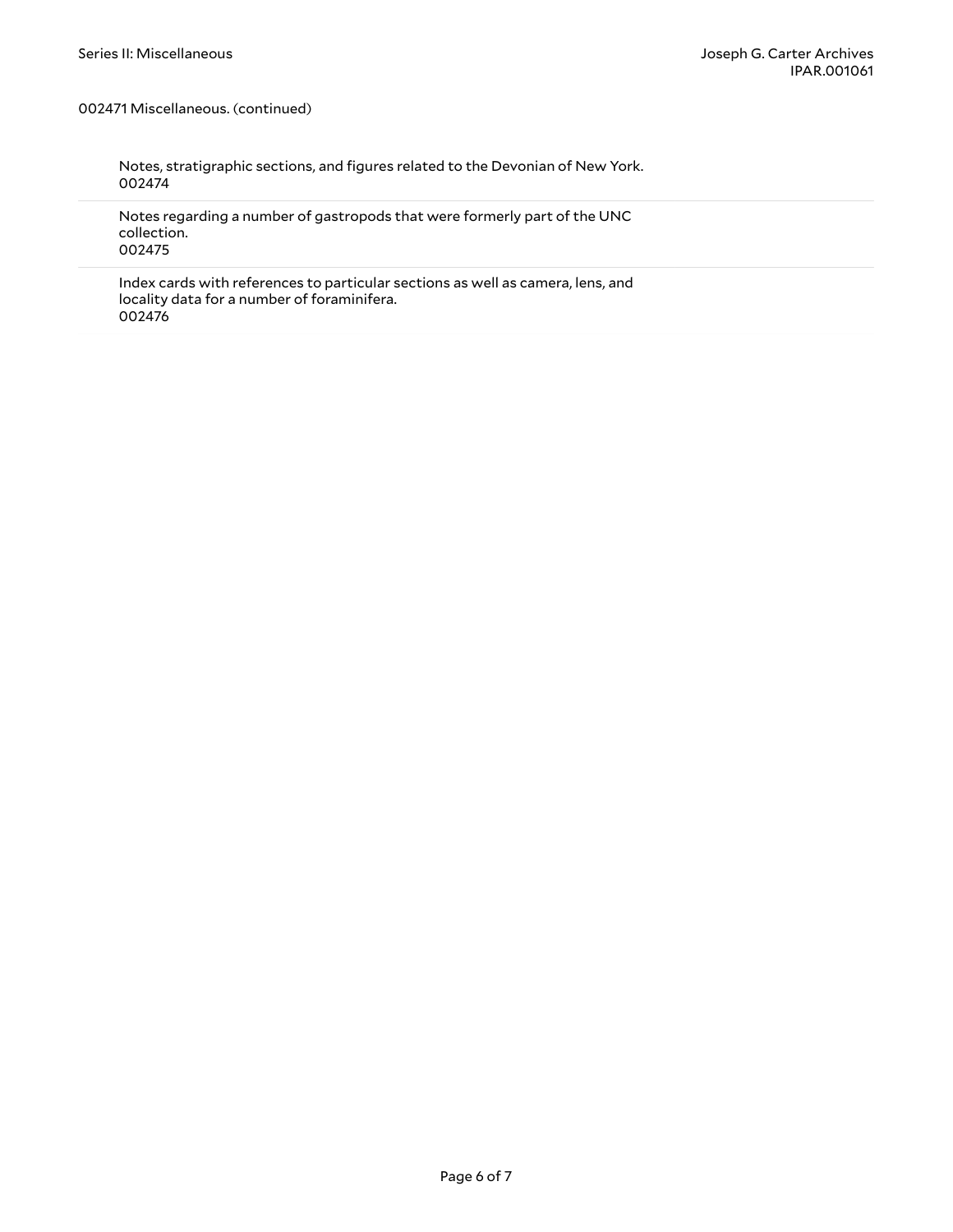002471 Miscellaneous. (continued)

Notes, stratigraphic sections, and figures related to the Devonian of New York.
002474

Notes regarding a number of gastropods that were formerly part of the UNC collection.
002475

Index cards with references to particular sections as well as camera, lens, and locality data for a number of foraminifera.
002476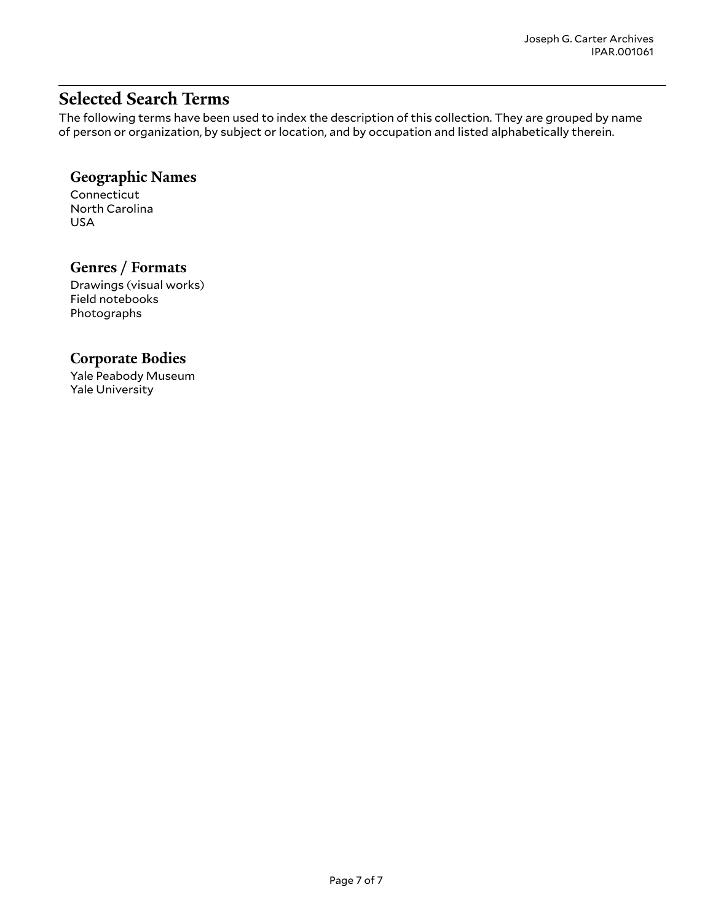## Selected Search Terms

The following terms have been used to index the description of this collection. They are grouped by name of person or organization, by subject or location, and by occupation and listed alphabetically therein.

### Geographic Names

Connecticut
North Carolina
USA

### Genres / Formats

Drawings (visual works)
Field notebooks
Photographs

### Corporate Bodies

Yale Peabody Museum
Yale University